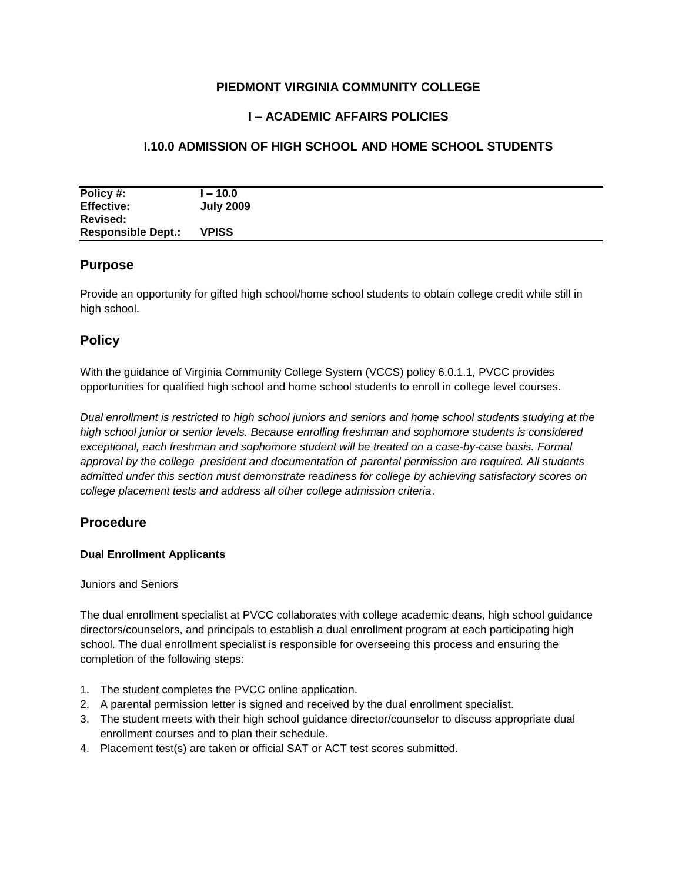**PIEDMONT VIRGINIA COMMUNITY COLLEGE**

**I – ACADEMIC AFFAIRS POLICIES**

# I.10.0 ADMISSION OF HIGH SCHOOL AND HOME SCHOOL STUDENTS

| | |
|---|---|
| **Policy #:** | **I – 10.0** |
| **Effective:** | **July 2009** |
| **Revised:** | |
| **Responsible Dept.:** | **VPISS** |

## Purpose

Provide an opportunity for gifted high school/home school students to obtain college credit while still in high school.

## Policy

With the guidance of Virginia Community College System (VCCS) policy 6.0.1.1, PVCC provides opportunities for qualified high school and home school students to enroll in college level courses.

*Dual enrollment is restricted to high school juniors and seniors and home school students studying at the high school junior or senior levels. Because enrolling freshman and sophomore students is considered exceptional, each freshman and sophomore student will be treated on a case-by-case basis. Formal approval by the college president and documentation of parental permission are required. All students admitted under this section must demonstrate readiness for college by achieving satisfactory scores on college placement tests and address all other college admission criteria*.

## Procedure

### Dual Enrollment Applicants

Juniors and Seniors

The dual enrollment specialist at PVCC collaborates with college academic deans, high school guidance directors/counselors, and principals to establish a dual enrollment program at each participating high school. The dual enrollment specialist is responsible for overseeing this process and ensuring the completion of the following steps:

1. The student completes the PVCC online application.
2. A parental permission letter is signed and received by the dual enrollment specialist.
3. The student meets with their high school guidance director/counselor to discuss appropriate dual enrollment courses and to plan their schedule.
4. Placement test(s) are taken or official SAT or ACT test scores submitted.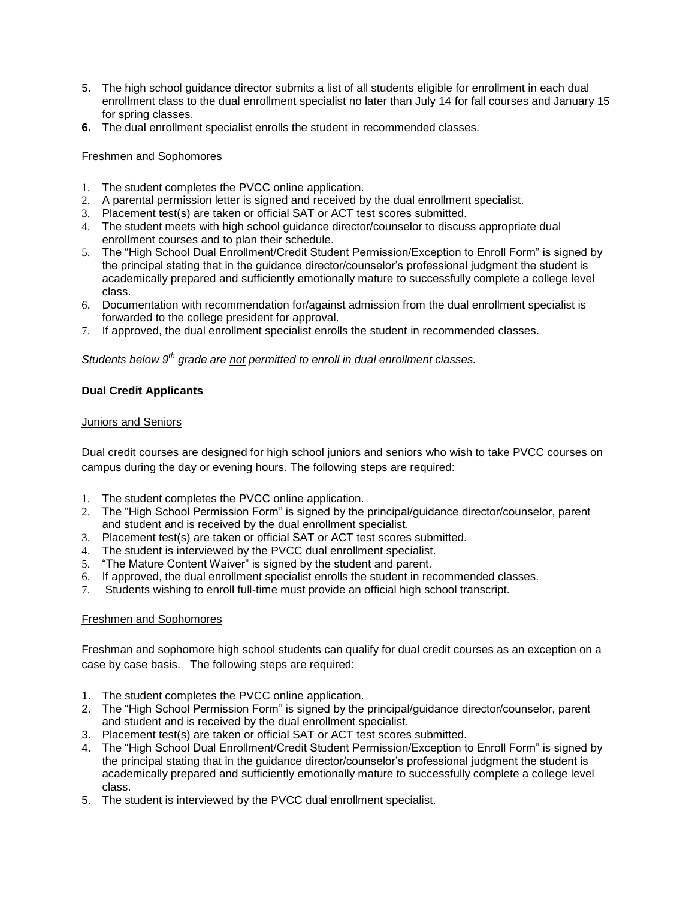5. The high school guidance director submits a list of all students eligible for enrollment in each dual enrollment class to the dual enrollment specialist no later than July 14 for fall courses and January 15 for spring classes.
6. The dual enrollment specialist enrolls the student in recommended classes.

<u>Freshmen and Sophomores</u>

1. The student completes the PVCC online application.
2. A parental permission letter is signed and received by the dual enrollment specialist.
3. Placement test(s) are taken or official SAT or ACT test scores submitted.
4. The student meets with high school guidance director/counselor to discuss appropriate dual enrollment courses and to plan their schedule.
5. The "High School Dual Enrollment/Credit Student Permission/Exception to Enroll Form" is signed by the principal stating that in the guidance director/counselor's professional judgment the student is academically prepared and sufficiently emotionally mature to successfully complete a college level class.
6. Documentation with recommendation for/against admission from the dual enrollment specialist is forwarded to the college president for approval.
7. If approved, the dual enrollment specialist enrolls the student in recommended classes.

*Students below 9th grade are <u>not</u> permitted to enroll in dual enrollment classes.*

**Dual Credit Applicants**

<u>Juniors and Seniors</u>

Dual credit courses are designed for high school juniors and seniors who wish to take PVCC courses on campus during the day or evening hours. The following steps are required:

1. The student completes the PVCC online application.
2. The "High School Permission Form" is signed by the principal/guidance director/counselor, parent and student and is received by the dual enrollment specialist.
3. Placement test(s) are taken or official SAT or ACT test scores submitted.
4. The student is interviewed by the PVCC dual enrollment specialist.
5. "The Mature Content Waiver" is signed by the student and parent.
6. If approved, the dual enrollment specialist enrolls the student in recommended classes.
7. Students wishing to enroll full-time must provide an official high school transcript.

<u>Freshmen and Sophomores</u>

Freshman and sophomore high school students can qualify for dual credit courses as an exception on a case by case basis. The following steps are required:

1. The student completes the PVCC online application.
2. The "High School Permission Form" is signed by the principal/guidance director/counselor, parent and student and is received by the dual enrollment specialist.
3. Placement test(s) are taken or official SAT or ACT test scores submitted.
4. The "High School Dual Enrollment/Credit Student Permission/Exception to Enroll Form" is signed by the principal stating that in the guidance director/counselor's professional judgment the student is academically prepared and sufficiently emotionally mature to successfully complete a college level class.
5. The student is interviewed by the PVCC dual enrollment specialist.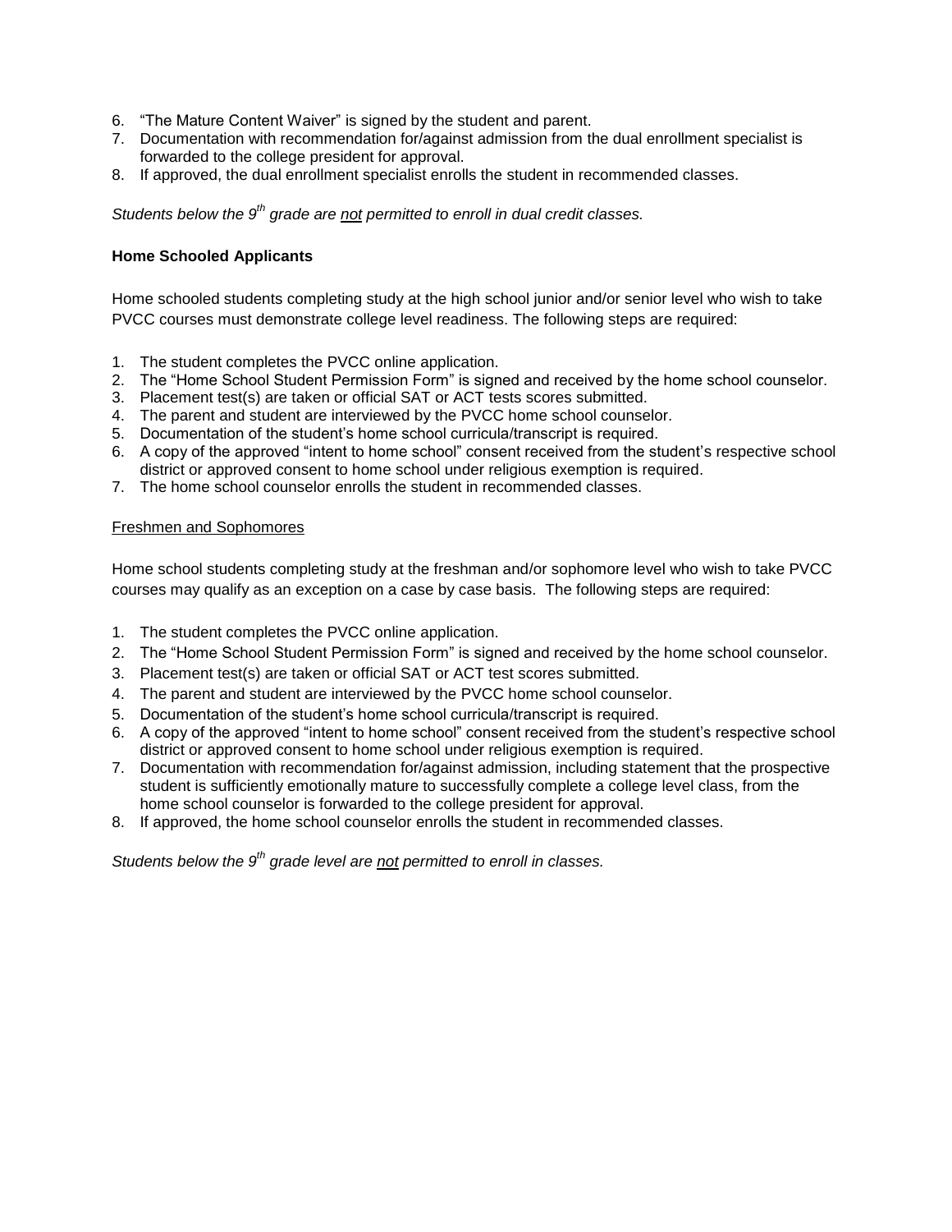6. “The Mature Content Waiver” is signed by the student and parent.
7. Documentation with recommendation for/against admission from the dual enrollment specialist is forwarded to the college president for approval.
8. If approved, the dual enrollment specialist enrolls the student in recommended classes.

*Students below the 9th grade are <u>not</u> permitted to enroll in dual credit classes.*

**Home Schooled Applicants**

Home schooled students completing study at the high school junior and/or senior level who wish to take PVCC courses must demonstrate college level readiness. The following steps are required:

1. The student completes the PVCC online application.
2. The “Home School Student Permission Form” is signed and received by the home school counselor.
3. Placement test(s) are taken or official SAT or ACT tests scores submitted.
4. The parent and student are interviewed by the PVCC home school counselor.
5. Documentation of the student’s home school curricula/transcript is required.
6. A copy of the approved “intent to home school” consent received from the student’s respective school district or approved consent to home school under religious exemption is required.
7. The home school counselor enrolls the student in recommended classes.

<u>Freshmen and Sophomores</u>

Home school students completing study at the freshman and/or sophomore level who wish to take PVCC courses may qualify as an exception on a case by case basis. The following steps are required:

1. The student completes the PVCC online application.
2. The “Home School Student Permission Form” is signed and received by the home school counselor.
3. Placement test(s) are taken or official SAT or ACT test scores submitted.
4. The parent and student are interviewed by the PVCC home school counselor.
5. Documentation of the student’s home school curricula/transcript is required.
6. A copy of the approved “intent to home school” consent received from the student’s respective school district or approved consent to home school under religious exemption is required.
7. Documentation with recommendation for/against admission, including statement that the prospective student is sufficiently emotionally mature to successfully complete a college level class, from the home school counselor is forwarded to the college president for approval.
8. If approved, the home school counselor enrolls the student in recommended classes.

*Students below the 9th grade level are <u>not</u> permitted to enroll in classes.*